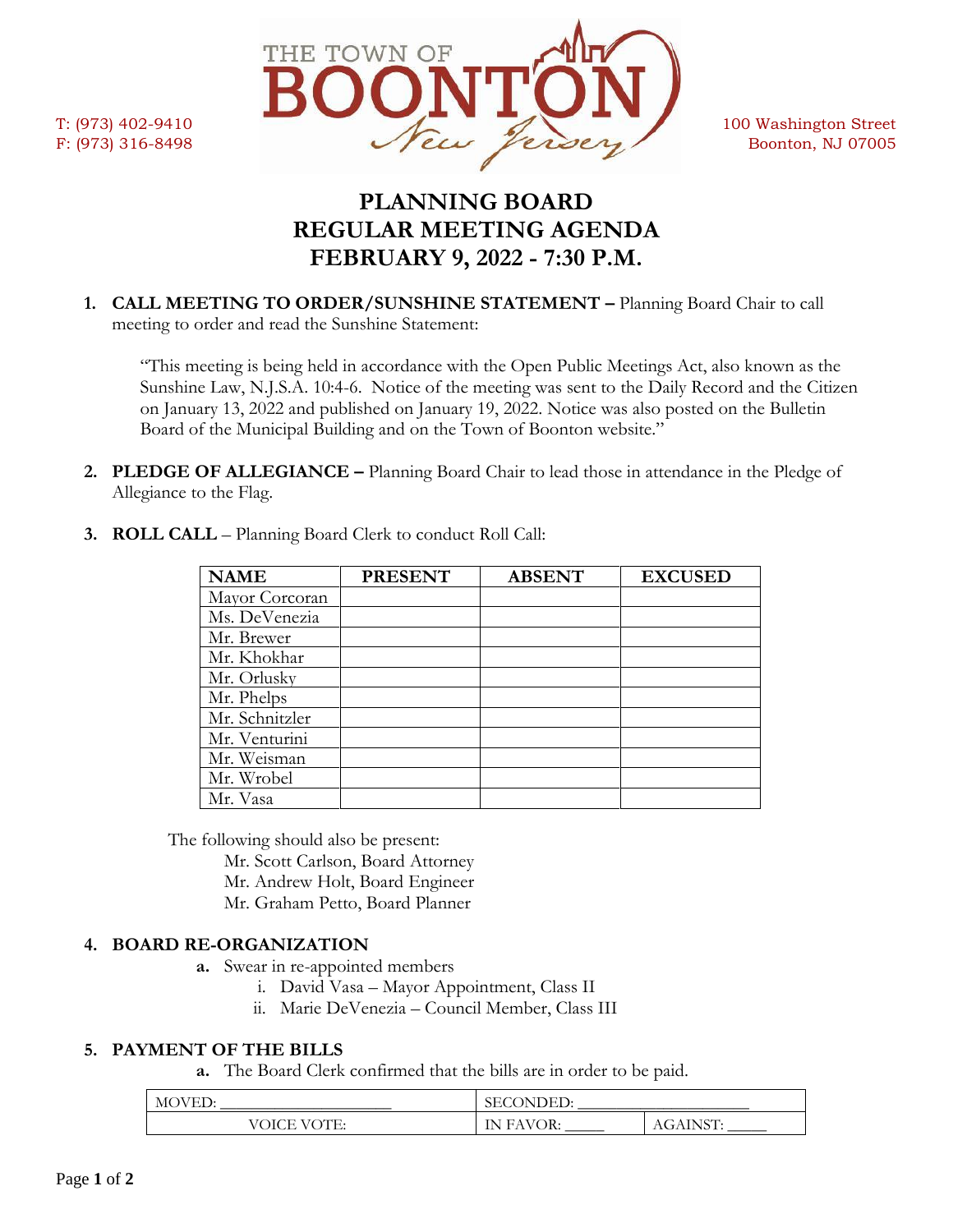T: (973) 402-9410
F: (973) 316-8498

THE TOWN OF BOONTON New Jersey

100 Washington Street
Boonton, NJ 07005

# PLANNING BOARD
# REGULAR MEETING AGENDA
# FEBRUARY 9, 2022 - 7:30 P.M.

1. **CALL MEETING TO ORDER/SUNSHINE STATEMENT –** Planning Board Chair to call meeting to order and read the Sunshine Statement:

   "This meeting is being held in accordance with the Open Public Meetings Act, also known as the Sunshine Law, N.J.S.A. 10:4-6. Notice of the meeting was sent to the Daily Record and the Citizen on January 13, 2022 and published on January 19, 2022. Notice was also posted on the Bulletin Board of the Municipal Building and on the Town of Boonton website."

2. **PLEDGE OF ALLEGIANCE –** Planning Board Chair to lead those in attendance in the Pledge of Allegiance to the Flag.

3. **ROLL CALL** – Planning Board Clerk to conduct Roll Call:

| NAME | PRESENT | ABSENT | EXCUSED |
|---|---|---|---|
| Mayor Corcoran | | | |
| Ms. DeVenezia | | | |
| Mr. Brewer | | | |
| Mr. Khokhar | | | |
| Mr. Orlusky | | | |
| Mr. Phelps | | | |
| Mr. Schnitzler | | | |
| Mr. Venturini | | | |
| Mr. Weisman | | | |
| Mr. Wrobel | | | |
| Mr. Vasa | | | |

The following should also be present:
- Mr. Scott Carlson, Board Attorney
- Mr. Andrew Holt, Board Engineer
- Mr. Graham Petto, Board Planner

4. **BOARD RE-ORGANIZATION**
   - **a.** Swear in re-appointed members
     - i. David Vasa – Mayor Appointment, Class II
     - ii. Marie DeVenezia – Council Member, Class III

5. **PAYMENT OF THE BILLS**
   - **a.** The Board Clerk confirmed that the bills are in order to be paid.

| MOVED: ____________________ | SECONDED: ____________________ | |
|---|---|---|
| VOICE VOTE: | IN FAVOR: _____ | AGAINST: _____ |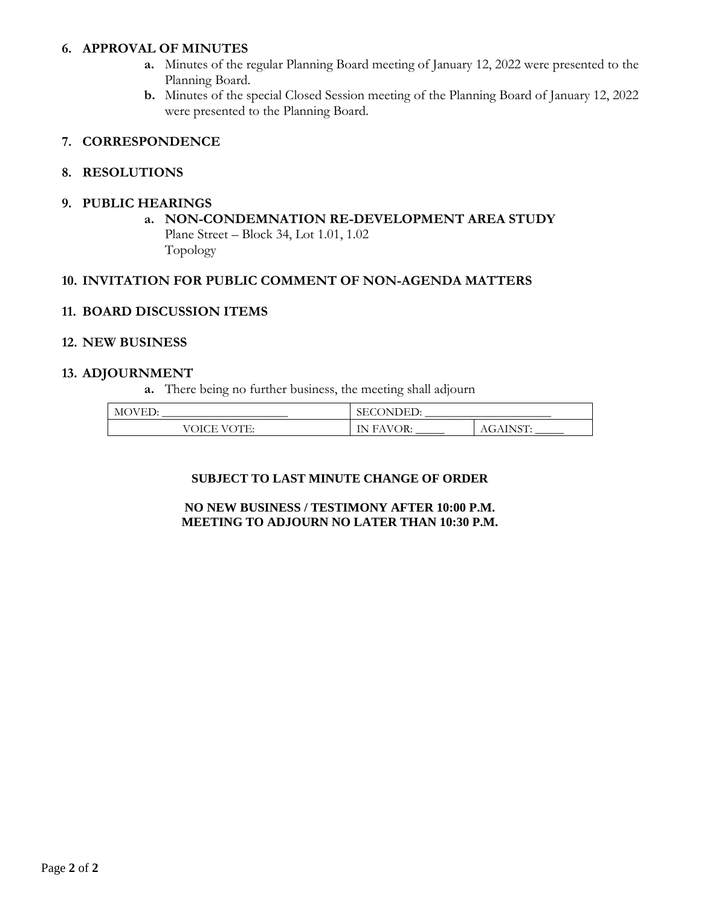## 6. APPROVAL OF MINUTES

   a. Minutes of the regular Planning Board meeting of January 12, 2022 were presented to the Planning Board.
   b. Minutes of the special Closed Session meeting of the Planning Board of January 12, 2022 were presented to the Planning Board.

## 7. CORRESPONDENCE

## 8. RESOLUTIONS

## 9. PUBLIC HEARINGS

   a. **NON-CONDEMNATION RE-DEVELOPMENT AREA STUDY**
      Plane Street – Block 34, Lot 1.01, 1.02
      Topology

## 10. INVITATION FOR PUBLIC COMMENT OF NON-AGENDA MATTERS

## 11. BOARD DISCUSSION ITEMS

## 12. NEW BUSINESS

## 13. ADJOURNMENT

   a. There being no further business, the meeting shall adjourn

| | | |
|---|---|---|
| MOVED: ____________________ | SECONDED: ____________________ | |
| VOICE VOTE: | IN FAVOR: _____ | AGAINST: _____ |

**SUBJECT TO LAST MINUTE CHANGE OF ORDER**

**NO NEW BUSINESS / TESTIMONY AFTER 10:00 P.M.**
**MEETING TO ADJOURN NO LATER THAN 10:30 P.M.**